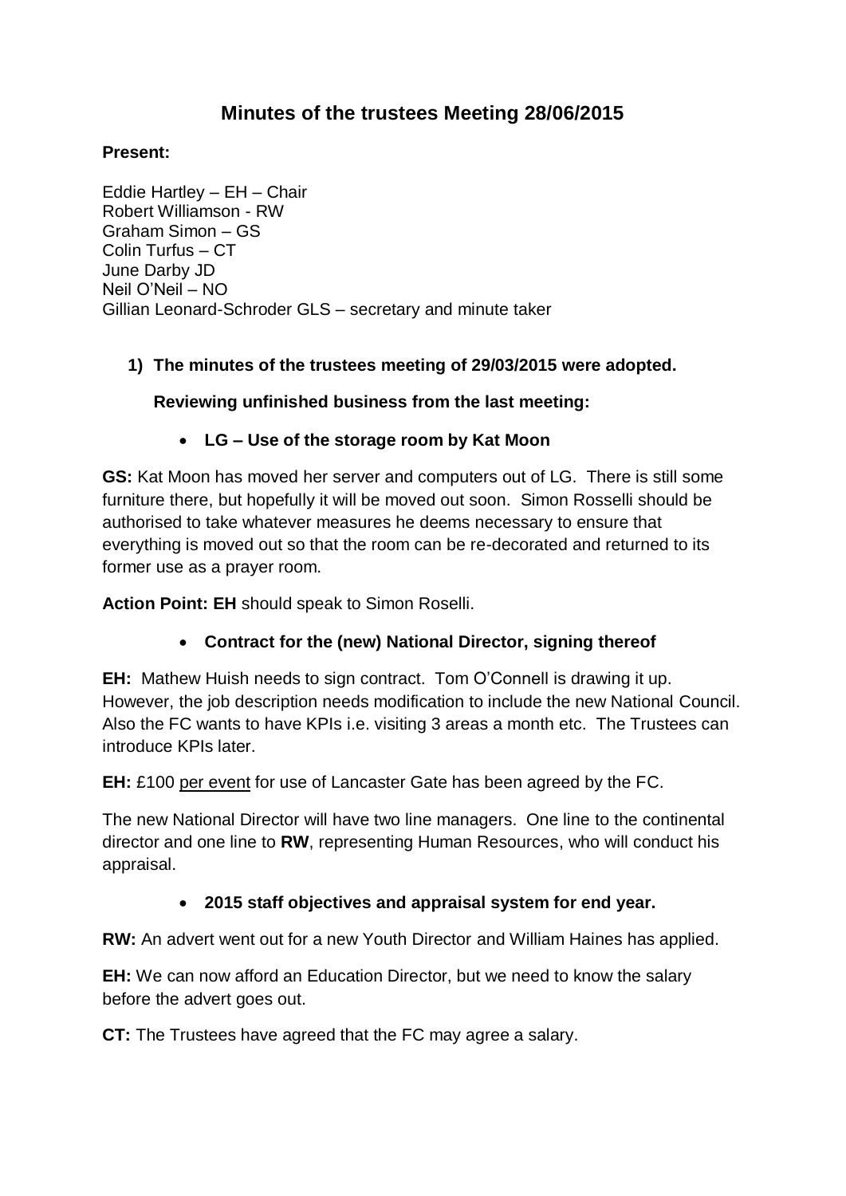# Minutes of the trustees Meeting 28/06/2015

**Present:**

Eddie Hartley – EH – Chair
Robert Williamson - RW
Graham Simon – GS
Colin Turfus – CT
June Darby JD
Neil O'Neil – NO
Gillian Leonard-Schroder GLS – secretary and minute taker

1) **The minutes of the trustees meeting of 29/03/2015 were adopted.**

   **Reviewing unfinished business from the last meeting:**

   - **LG – Use of the storage room by Kat Moon**

**GS:** Kat Moon has moved her server and computers out of LG. There is still some furniture there, but hopefully it will be moved out soon. Simon Rosselli should be authorised to take whatever measures he deems necessary to ensure that everything is moved out so that the room can be re-decorated and returned to its former use as a prayer room.

**Action Point: EH** should speak to Simon Roselli.

- **Contract for the (new) National Director, signing thereof**

**EH:** Mathew Huish needs to sign contract. Tom O'Connell is drawing it up. However, the job description needs modification to include the new National Council. Also the FC wants to have KPIs i.e. visiting 3 areas a month etc. The Trustees can introduce KPIs later.

**EH:** £100 <u>per event</u> for use of Lancaster Gate has been agreed by the FC.

The new National Director will have two line managers. One line to the continental director and one line to **RW**, representing Human Resources, who will conduct his appraisal.

- **2015 staff objectives and appraisal system for end year.**

**RW:** An advert went out for a new Youth Director and William Haines has applied.

**EH:** We can now afford an Education Director, but we need to know the salary before the advert goes out.

**CT:** The Trustees have agreed that the FC may agree a salary.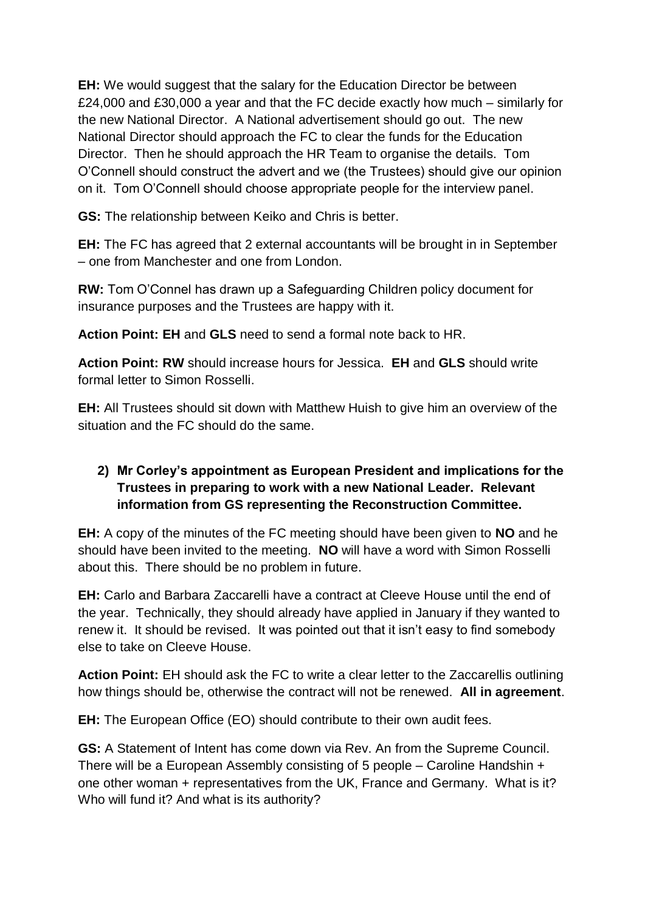**EH:** We would suggest that the salary for the Education Director be between £24,000 and £30,000 a year and that the FC decide exactly how much – similarly for the new National Director. A National advertisement should go out. The new National Director should approach the FC to clear the funds for the Education Director. Then he should approach the HR Team to organise the details. Tom O'Connell should construct the advert and we (the Trustees) should give our opinion on it. Tom O'Connell should choose appropriate people for the interview panel.

**GS:** The relationship between Keiko and Chris is better.

**EH:** The FC has agreed that 2 external accountants will be brought in in September – one from Manchester and one from London.

**RW:** Tom O'Connel has drawn up a Safeguarding Children policy document for insurance purposes and the Trustees are happy with it.

**Action Point: EH** and **GLS** need to send a formal note back to HR.

**Action Point: RW** should increase hours for Jessica. **EH** and **GLS** should write formal letter to Simon Rosselli.

**EH:** All Trustees should sit down with Matthew Huish to give him an overview of the situation and the FC should do the same.

2) **Mr Corley's appointment as European President and implications for the Trustees in preparing to work with a new National Leader. Relevant information from GS representing the Reconstruction Committee.**

**EH:** A copy of the minutes of the FC meeting should have been given to **NO** and he should have been invited to the meeting. **NO** will have a word with Simon Rosselli about this. There should be no problem in future.

**EH:** Carlo and Barbara Zaccarelli have a contract at Cleeve House until the end of the year. Technically, they should already have applied in January if they wanted to renew it. It should be revised. It was pointed out that it isn't easy to find somebody else to take on Cleeve House.

**Action Point:** EH should ask the FC to write a clear letter to the Zaccarellis outlining how things should be, otherwise the contract will not be renewed. **All in agreement**.

**EH:** The European Office (EO) should contribute to their own audit fees.

**GS:** A Statement of Intent has come down via Rev. An from the Supreme Council. There will be a European Assembly consisting of 5 people – Caroline Handshin + one other woman + representatives from the UK, France and Germany. What is it? Who will fund it? And what is its authority?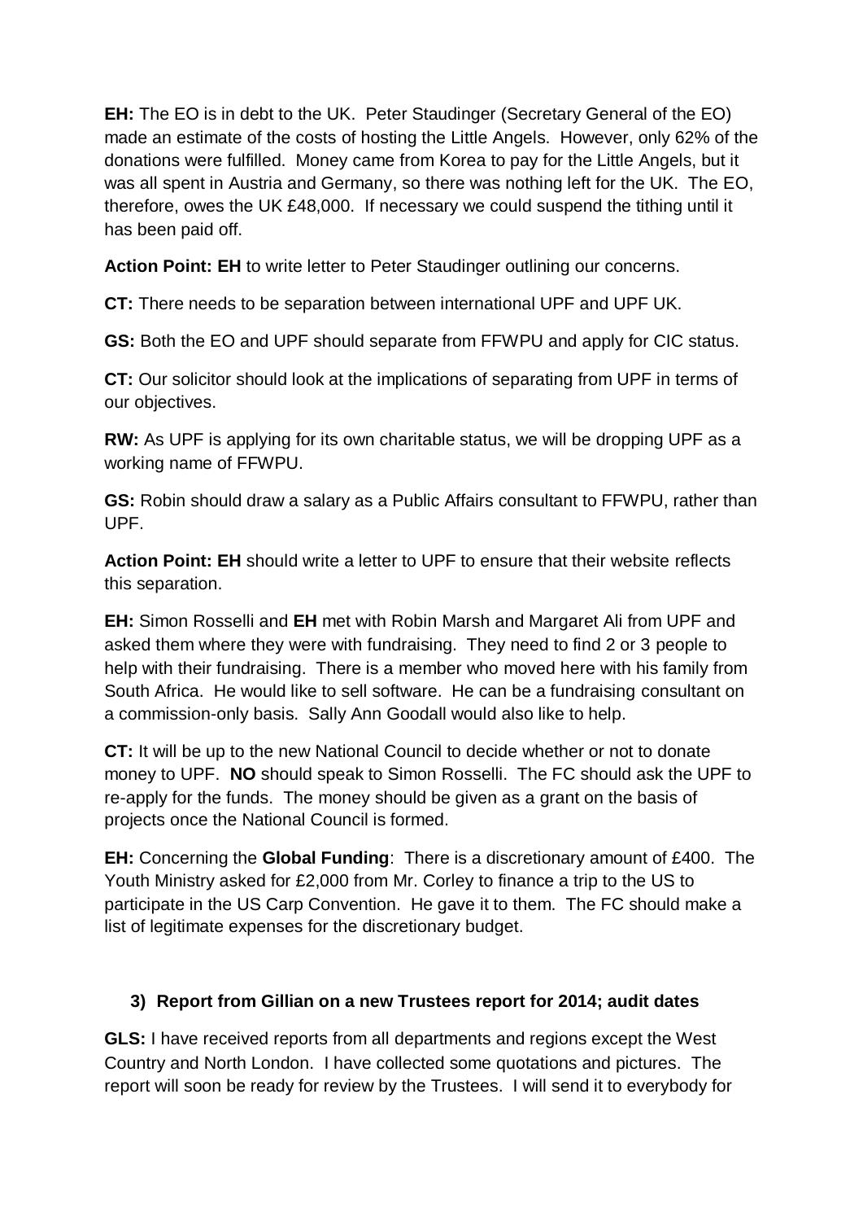**EH:** The EO is in debt to the UK. Peter Staudinger (Secretary General of the EO) made an estimate of the costs of hosting the Little Angels. However, only 62% of the donations were fulfilled. Money came from Korea to pay for the Little Angels, but it was all spent in Austria and Germany, so there was nothing left for the UK. The EO, therefore, owes the UK £48,000. If necessary we could suspend the tithing until it has been paid off.

**Action Point: EH** to write letter to Peter Staudinger outlining our concerns.

**CT:** There needs to be separation between international UPF and UPF UK.

**GS:** Both the EO and UPF should separate from FFWPU and apply for CIC status.

**CT:** Our solicitor should look at the implications of separating from UPF in terms of our objectives.

**RW:** As UPF is applying for its own charitable status, we will be dropping UPF as a working name of FFWPU.

**GS:** Robin should draw a salary as a Public Affairs consultant to FFWPU, rather than UPF.

**Action Point: EH** should write a letter to UPF to ensure that their website reflects this separation.

**EH:** Simon Rosselli and **EH** met with Robin Marsh and Margaret Ali from UPF and asked them where they were with fundraising. They need to find 2 or 3 people to help with their fundraising. There is a member who moved here with his family from South Africa. He would like to sell software. He can be a fundraising consultant on a commission-only basis. Sally Ann Goodall would also like to help.

**CT:** It will be up to the new National Council to decide whether or not to donate money to UPF. **NO** should speak to Simon Rosselli. The FC should ask the UPF to re-apply for the funds. The money should be given as a grant on the basis of projects once the National Council is formed.

**EH:** Concerning the **Global Funding**: There is a discretionary amount of £400. The Youth Ministry asked for £2,000 from Mr. Corley to finance a trip to the US to participate in the US Carp Convention. He gave it to them. The FC should make a list of legitimate expenses for the discretionary budget.

### 3) Report from Gillian on a new Trustees report for 2014; audit dates

**GLS:** I have received reports from all departments and regions except the West Country and North London. I have collected some quotations and pictures. The report will soon be ready for review by the Trustees. I will send it to everybody for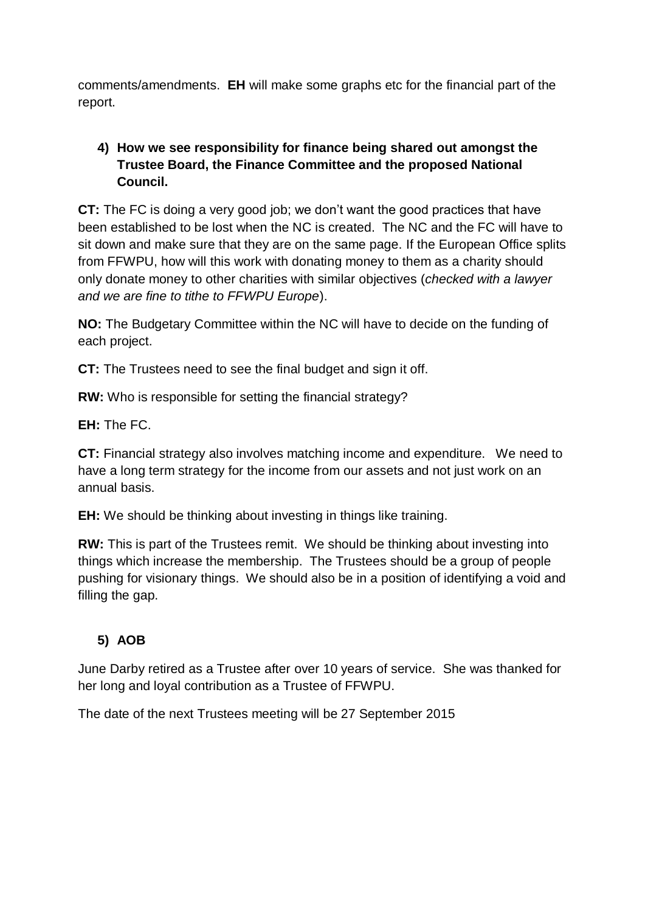comments/amendments. **EH** will make some graphs etc for the financial part of the report.

4) **How we see responsibility for finance being shared out amongst the Trustee Board, the Finance Committee and the proposed National Council.**

**CT:** The FC is doing a very good job; we don't want the good practices that have been established to be lost when the NC is created. The NC and the FC will have to sit down and make sure that they are on the same page. If the European Office splits from FFWPU, how will this work with donating money to them as a charity should only donate money to other charities with similar objectives (*checked with a lawyer and we are fine to tithe to FFWPU Europe*).

**NO:** The Budgetary Committee within the NC will have to decide on the funding of each project.

**CT:** The Trustees need to see the final budget and sign it off.

**RW:** Who is responsible for setting the financial strategy?

**EH:** The FC.

**CT:** Financial strategy also involves matching income and expenditure. We need to have a long term strategy for the income from our assets and not just work on an annual basis.

**EH:** We should be thinking about investing in things like training.

**RW:** This is part of the Trustees remit. We should be thinking about investing into things which increase the membership. The Trustees should be a group of people pushing for visionary things. We should also be in a position of identifying a void and filling the gap.

5) **AOB**

June Darby retired as a Trustee after over 10 years of service. She was thanked for her long and loyal contribution as a Trustee of FFWPU.

The date of the next Trustees meeting will be 27 September 2015